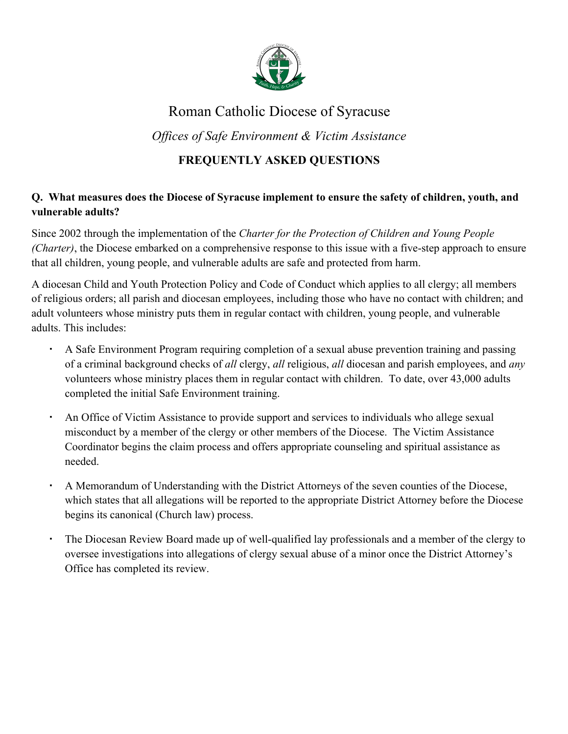# Roman Catholic Diocese of Syracuse

*Offices of Safe Environment & Victim Assistance*

## FREQUENTLY ASKED QUESTIONS

**Q. What measures does the Diocese of Syracuse implement to ensure the safety of children, youth, and vulnerable adults?**

Since 2002 through the implementation of the *Charter for the Protection of Children and Young People (Charter)*, the Diocese embarked on a comprehensive response to this issue with a five-step approach to ensure that all children, young people, and vulnerable adults are safe and protected from harm.

A diocesan Child and Youth Protection Policy and Code of Conduct which applies to all clergy; all members of religious orders; all parish and diocesan employees, including those who have no contact with children; and adult volunteers whose ministry puts them in regular contact with children, young people, and vulnerable adults. This includes:

- A Safe Environment Program requiring completion of a sexual abuse prevention training and passing of a criminal background checks of *all* clergy, *all* religious, *all* diocesan and parish employees, and *any* volunteers whose ministry places them in regular contact with children. To date, over 43,000 adults completed the initial Safe Environment training.
- An Office of Victim Assistance to provide support and services to individuals who allege sexual misconduct by a member of the clergy or other members of the Diocese. The Victim Assistance Coordinator begins the claim process and offers appropriate counseling and spiritual assistance as needed.
- A Memorandum of Understanding with the District Attorneys of the seven counties of the Diocese, which states that all allegations will be reported to the appropriate District Attorney before the Diocese begins its canonical (Church law) process.
- The Diocesan Review Board made up of well-qualified lay professionals and a member of the clergy to oversee investigations into allegations of clergy sexual abuse of a minor once the District Attorney's Office has completed its review.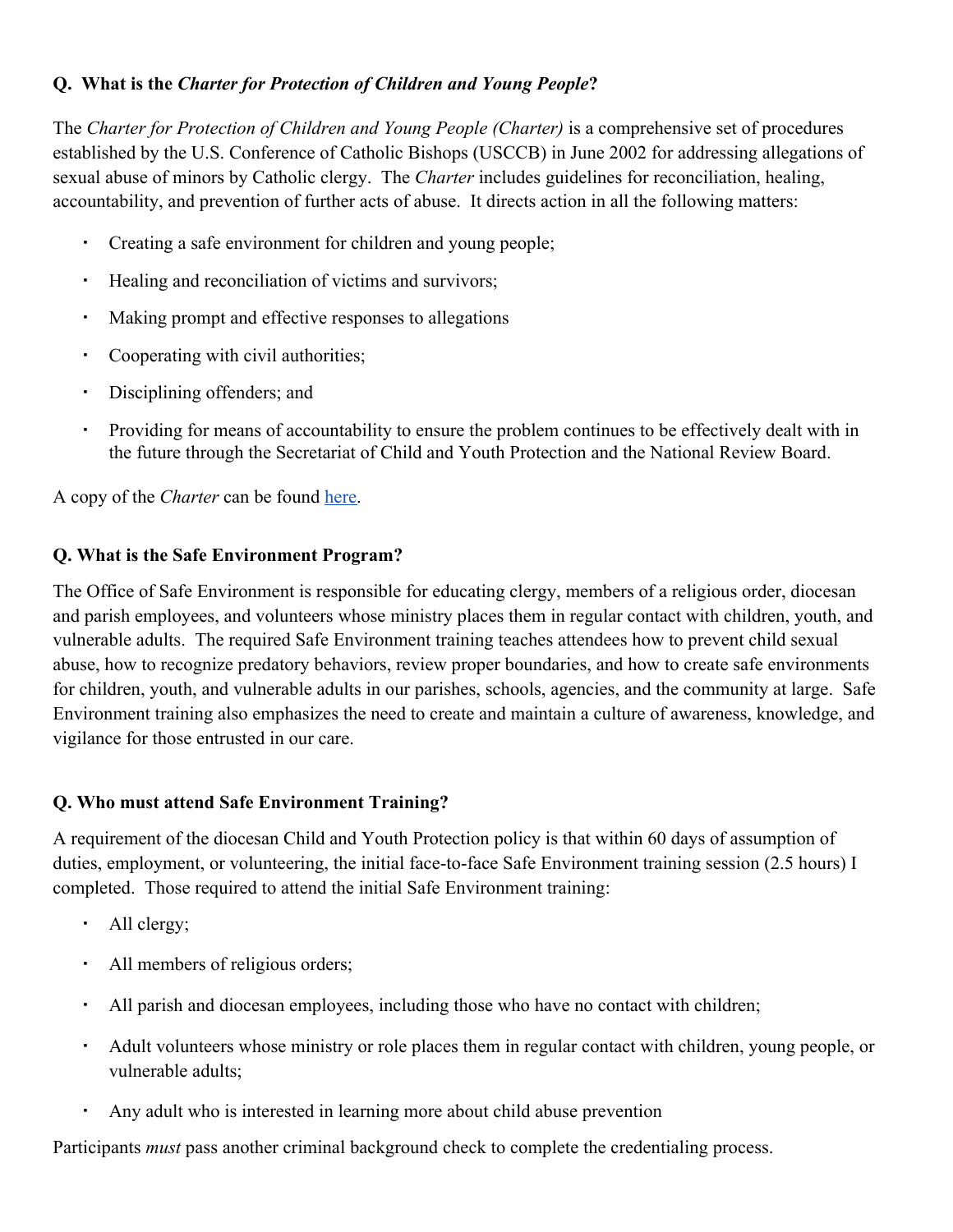**Q. What is the *Charter for Protection of Children and Young People*?**

The *Charter for Protection of Children and Young People (Charter)* is a comprehensive set of procedures established by the U.S. Conference of Catholic Bishops (USCCB) in June 2002 for addressing allegations of sexual abuse of minors by Catholic clergy. The *Charter* includes guidelines for reconciliation, healing, accountability, and prevention of further acts of abuse. It directs action in all the following matters:

- Creating a safe environment for children and young people;
- Healing and reconciliation of victims and survivors;
- Making prompt and effective responses to allegations
- Cooperating with civil authorities;
- Disciplining offenders; and
- Providing for means of accountability to ensure the problem continues to be effectively dealt with in the future through the Secretariat of Child and Youth Protection and the National Review Board.

A copy of the *Charter* can be found here.

**Q. What is the Safe Environment Program?**

The Office of Safe Environment is responsible for educating clergy, members of a religious order, diocesan and parish employees, and volunteers whose ministry places them in regular contact with children, youth, and vulnerable adults. The required Safe Environment training teaches attendees how to prevent child sexual abuse, how to recognize predatory behaviors, review proper boundaries, and how to create safe environments for children, youth, and vulnerable adults in our parishes, schools, agencies, and the community at large. Safe Environment training also emphasizes the need to create and maintain a culture of awareness, knowledge, and vigilance for those entrusted in our care.

**Q. Who must attend Safe Environment Training?**

A requirement of the diocesan Child and Youth Protection policy is that within 60 days of assumption of duties, employment, or volunteering, the initial face-to-face Safe Environment training session (2.5 hours) I completed. Those required to attend the initial Safe Environment training:

- All clergy;
- All members of religious orders;
- All parish and diocesan employees, including those who have no contact with children;
- Adult volunteers whose ministry or role places them in regular contact with children, young people, or vulnerable adults;
- Any adult who is interested in learning more about child abuse prevention

Participants *must* pass another criminal background check to complete the credentialing process.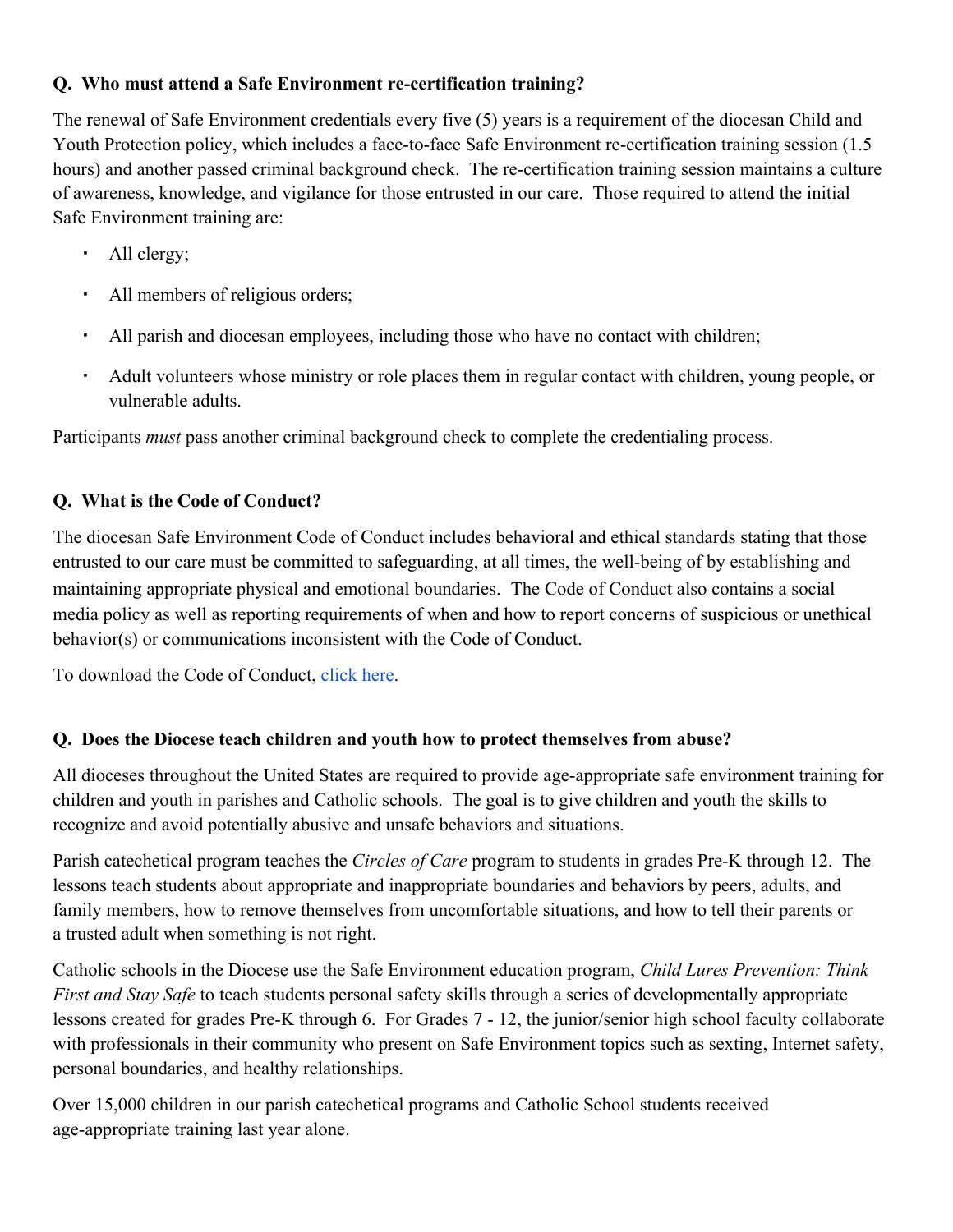**Q. Who must attend a Safe Environment re-certification training?**

The renewal of Safe Environment credentials every five (5) years is a requirement of the diocesan Child and Youth Protection policy, which includes a face-to-face Safe Environment re-certification training session (1.5 hours) and another passed criminal background check. The re-certification training session maintains a culture of awareness, knowledge, and vigilance for those entrusted in our care. Those required to attend the initial Safe Environment training are:

- All clergy;
- All members of religious orders;
- All parish and diocesan employees, including those who have no contact with children;
- Adult volunteers whose ministry or role places them in regular contact with children, young people, or vulnerable adults.

Participants *must* pass another criminal background check to complete the credentialing process.

**Q. What is the Code of Conduct?**

The diocesan Safe Environment Code of Conduct includes behavioral and ethical standards stating that those entrusted to our care must be committed to safeguarding, at all times, the well-being of by establishing and maintaining appropriate physical and emotional boundaries. The Code of Conduct also contains a social media policy as well as reporting requirements of when and how to report concerns of suspicious or unethical behavior(s) or communications inconsistent with the Code of Conduct.

To download the Code of Conduct, click here.

**Q. Does the Diocese teach children and youth how to protect themselves from abuse?**

All dioceses throughout the United States are required to provide age-appropriate safe environment training for children and youth in parishes and Catholic schools. The goal is to give children and youth the skills to recognize and avoid potentially abusive and unsafe behaviors and situations.

Parish catechetical program teaches the *Circles of Care* program to students in grades Pre-K through 12. The lessons teach students about appropriate and inappropriate boundaries and behaviors by peers, adults, and family members, how to remove themselves from uncomfortable situations, and how to tell their parents or a trusted adult when something is not right.

Catholic schools in the Diocese use the Safe Environment education program, *Child Lures Prevention: Think First and Stay Safe* to teach students personal safety skills through a series of developmentally appropriate lessons created for grades Pre-K through 6. For Grades 7 - 12, the junior/senior high school faculty collaborate with professionals in their community who present on Safe Environment topics such as sexting, Internet safety, personal boundaries, and healthy relationships.

Over 15,000 children in our parish catechetical programs and Catholic School students received age-appropriate training last year alone.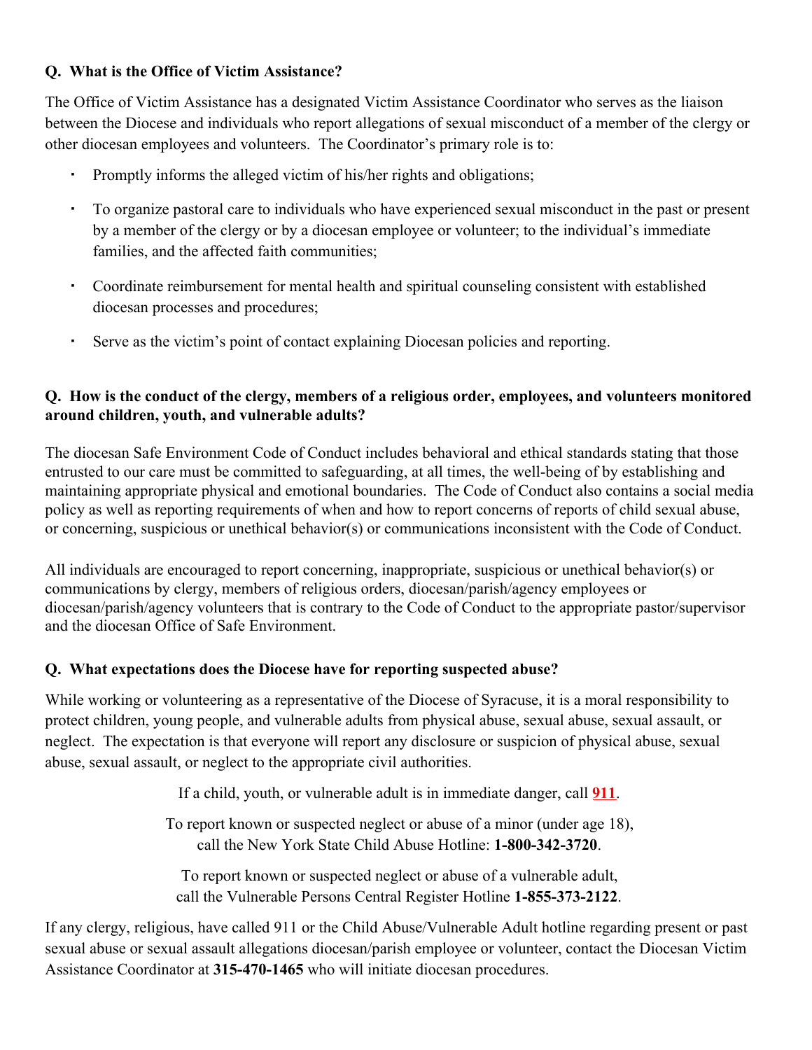**Q. What is the Office of Victim Assistance?**

The Office of Victim Assistance has a designated Victim Assistance Coordinator who serves as the liaison between the Diocese and individuals who report allegations of sexual misconduct of a member of the clergy or other diocesan employees and volunteers. The Coordinator's primary role is to:

- Promptly informs the alleged victim of his/her rights and obligations;
- To organize pastoral care to individuals who have experienced sexual misconduct in the past or present by a member of the clergy or by a diocesan employee or volunteer; to the individual's immediate families, and the affected faith communities;
- Coordinate reimbursement for mental health and spiritual counseling consistent with established diocesan processes and procedures;
- Serve as the victim's point of contact explaining Diocesan policies and reporting.

**Q. How is the conduct of the clergy, members of a religious order, employees, and volunteers monitored around children, youth, and vulnerable adults?**

The diocesan Safe Environment Code of Conduct includes behavioral and ethical standards stating that those entrusted to our care must be committed to safeguarding, at all times, the well-being of by establishing and maintaining appropriate physical and emotional boundaries. The Code of Conduct also contains a social media policy as well as reporting requirements of when and how to report concerns of reports of child sexual abuse, or concerning, suspicious or unethical behavior(s) or communications inconsistent with the Code of Conduct.

All individuals are encouraged to report concerning, inappropriate, suspicious or unethical behavior(s) or communications by clergy, members of religious orders, diocesan/parish/agency employees or diocesan/parish/agency volunteers that is contrary to the Code of Conduct to the appropriate pastor/supervisor and the diocesan Office of Safe Environment.

**Q. What expectations does the Diocese have for reporting suspected abuse?**

While working or volunteering as a representative of the Diocese of Syracuse, it is a moral responsibility to protect children, young people, and vulnerable adults from physical abuse, sexual abuse, sexual assault, or neglect. The expectation is that everyone will report any disclosure or suspicion of physical abuse, sexual abuse, sexual assault, or neglect to the appropriate civil authorities.

If a child, youth, or vulnerable adult is in immediate danger, call **911**.

To report known or suspected neglect or abuse of a minor (under age 18),
call the New York State Child Abuse Hotline: **1-800-342-3720**.

To report known or suspected neglect or abuse of a vulnerable adult,
call the Vulnerable Persons Central Register Hotline **1-855-373-2122**.

If any clergy, religious, have called 911 or the Child Abuse/Vulnerable Adult hotline regarding present or past sexual abuse or sexual assault allegations diocesan/parish employee or volunteer, contact the Diocesan Victim Assistance Coordinator at **315-470-1465** who will initiate diocesan procedures.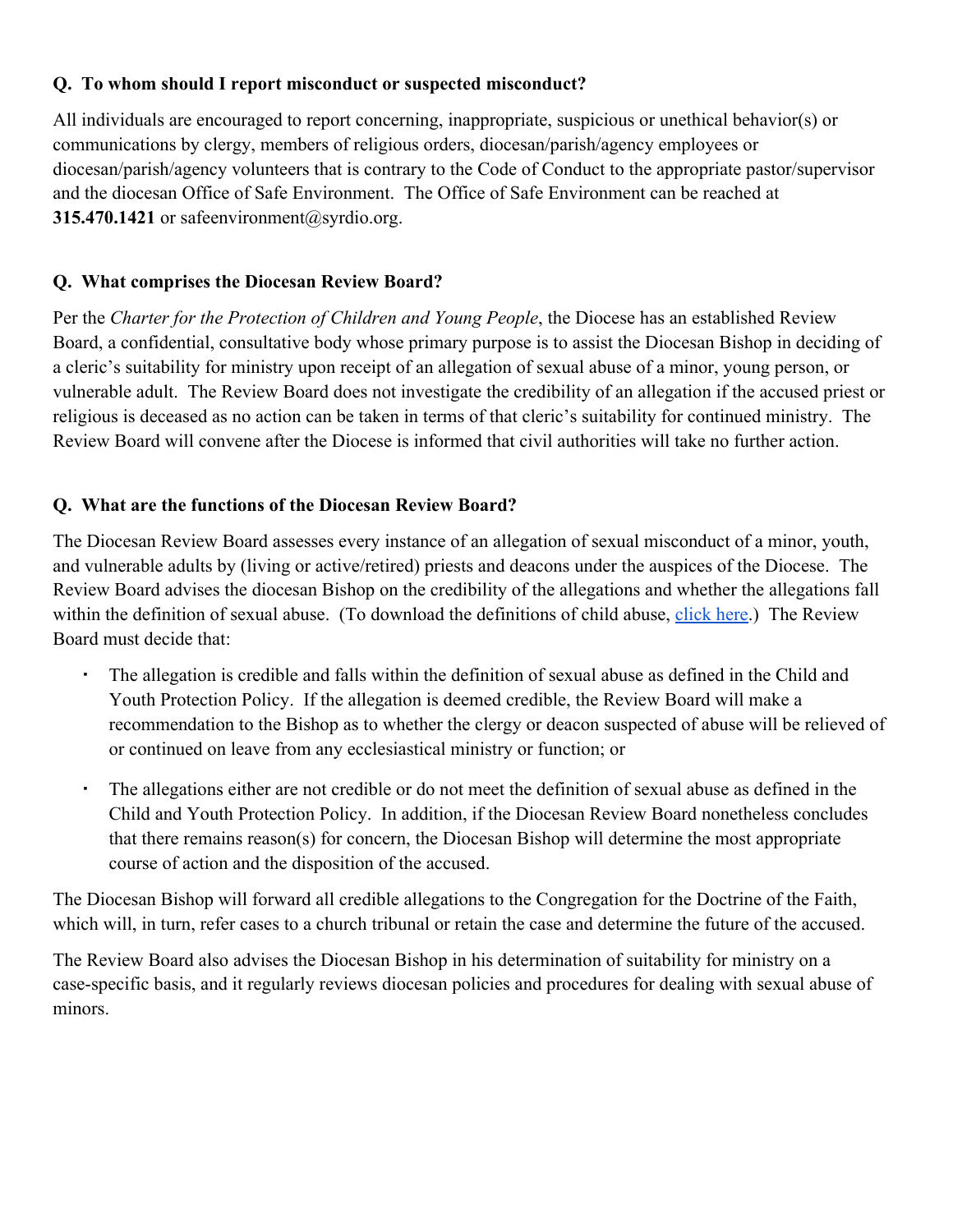**Q. To whom should I report misconduct or suspected misconduct?**

All individuals are encouraged to report concerning, inappropriate, suspicious or unethical behavior(s) or communications by clergy, members of religious orders, diocesan/parish/agency employees or diocesan/parish/agency volunteers that is contrary to the Code of Conduct to the appropriate pastor/supervisor and the diocesan Office of Safe Environment. The Office of Safe Environment can be reached at **315.470.1421** or safeenvironment@syrdio.org.

**Q. What comprises the Diocesan Review Board?**

Per the *Charter for the Protection of Children and Young People*, the Diocese has an established Review Board, a confidential, consultative body whose primary purpose is to assist the Diocesan Bishop in deciding of a cleric's suitability for ministry upon receipt of an allegation of sexual abuse of a minor, young person, or vulnerable adult. The Review Board does not investigate the credibility of an allegation if the accused priest or religious is deceased as no action can be taken in terms of that cleric's suitability for continued ministry. The Review Board will convene after the Diocese is informed that civil authorities will take no further action.

**Q. What are the functions of the Diocesan Review Board?**

The Diocesan Review Board assesses every instance of an allegation of sexual misconduct of a minor, youth, and vulnerable adults by (living or active/retired) priests and deacons under the auspices of the Diocese. The Review Board advises the diocesan Bishop on the credibility of the allegations and whether the allegations fall within the definition of sexual abuse. (To download the definitions of child abuse, click here.) The Review Board must decide that:

- The allegation is credible and falls within the definition of sexual abuse as defined in the Child and Youth Protection Policy. If the allegation is deemed credible, the Review Board will make a recommendation to the Bishop as to whether the clergy or deacon suspected of abuse will be relieved of or continued on leave from any ecclesiastical ministry or function; or
- The allegations either are not credible or do not meet the definition of sexual abuse as defined in the Child and Youth Protection Policy. In addition, if the Diocesan Review Board nonetheless concludes that there remains reason(s) for concern, the Diocesan Bishop will determine the most appropriate course of action and the disposition of the accused.

The Diocesan Bishop will forward all credible allegations to the Congregation for the Doctrine of the Faith, which will, in turn, refer cases to a church tribunal or retain the case and determine the future of the accused.

The Review Board also advises the Diocesan Bishop in his determination of suitability for ministry on a case-specific basis, and it regularly reviews diocesan policies and procedures for dealing with sexual abuse of minors.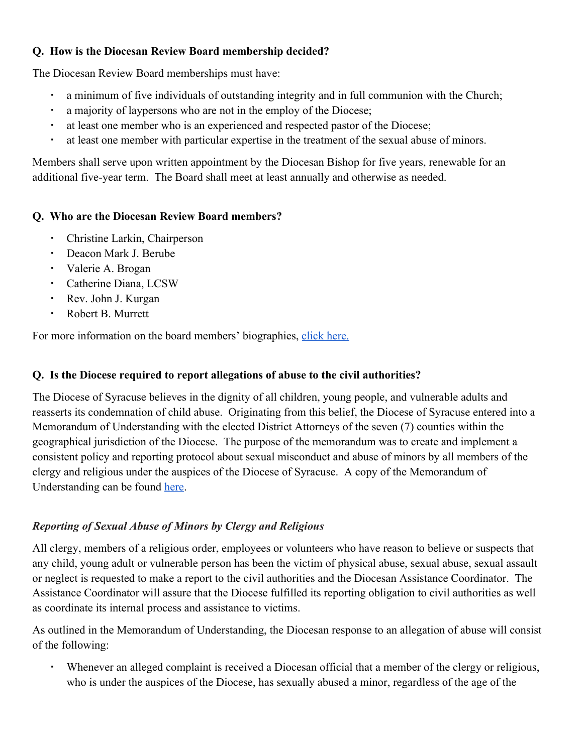**Q. How is the Diocesan Review Board membership decided?**

The Diocesan Review Board memberships must have:

- a minimum of five individuals of outstanding integrity and in full communion with the Church;
- a majority of laypersons who are not in the employ of the Diocese;
- at least one member who is an experienced and respected pastor of the Diocese;
- at least one member with particular expertise in the treatment of the sexual abuse of minors.

Members shall serve upon written appointment by the Diocesan Bishop for five years, renewable for an additional five-year term. The Board shall meet at least annually and otherwise as needed.

**Q. Who are the Diocesan Review Board members?**

- Christine Larkin, Chairperson
- Deacon Mark J. Berube
- Valerie A. Brogan
- Catherine Diana, LCSW
- Rev. John J. Kurgan
- Robert B. Murrett

For more information on the board members' biographies, [click here.]()

**Q. Is the Diocese required to report allegations of abuse to the civil authorities?**

The Diocese of Syracuse believes in the dignity of all children, young people, and vulnerable adults and reasserts its condemnation of child abuse. Originating from this belief, the Diocese of Syracuse entered into a Memorandum of Understanding with the elected District Attorneys of the seven (7) counties within the geographical jurisdiction of the Diocese. The purpose of the memorandum was to create and implement a consistent policy and reporting protocol about sexual misconduct and abuse of minors by all members of the clergy and religious under the auspices of the Diocese of Syracuse. A copy of the Memorandum of Understanding can be found [here]().

***Reporting of Sexual Abuse of Minors by Clergy and Religious***

All clergy, members of a religious order, employees or volunteers who have reason to believe or suspects that any child, young adult or vulnerable person has been the victim of physical abuse, sexual abuse, sexual assault or neglect is requested to make a report to the civil authorities and the Diocesan Assistance Coordinator. The Assistance Coordinator will assure that the Diocese fulfilled its reporting obligation to civil authorities as well as coordinate its internal process and assistance to victims.

As outlined in the Memorandum of Understanding, the Diocesan response to an allegation of abuse will consist of the following:

- Whenever an alleged complaint is received a Diocesan official that a member of the clergy or religious, who is under the auspices of the Diocese, has sexually abused a minor, regardless of the age of the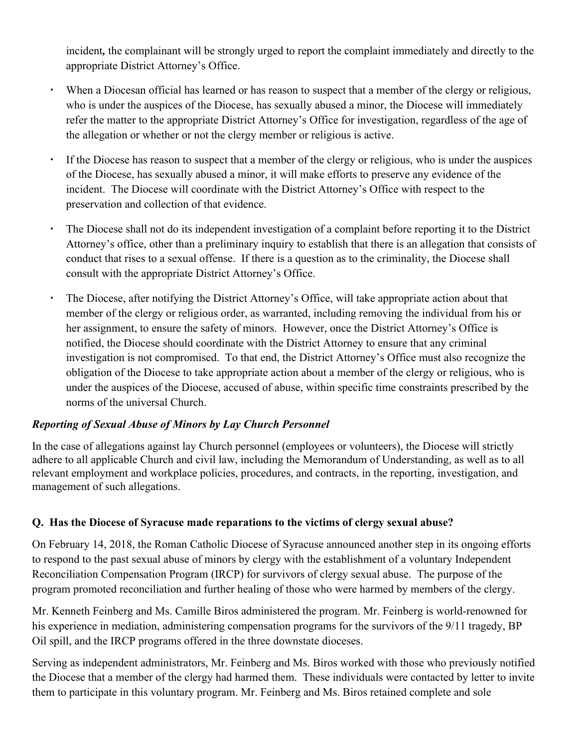incident**,** the complainant will be strongly urged to report the complaint immediately and directly to the appropriate District Attorney's Office.

- When a Diocesan official has learned or has reason to suspect that a member of the clergy or religious, who is under the auspices of the Diocese, has sexually abused a minor, the Diocese will immediately refer the matter to the appropriate District Attorney's Office for investigation, regardless of the age of the allegation or whether or not the clergy member or religious is active.
- If the Diocese has reason to suspect that a member of the clergy or religious, who is under the auspices of the Diocese, has sexually abused a minor, it will make efforts to preserve any evidence of the incident. The Diocese will coordinate with the District Attorney's Office with respect to the preservation and collection of that evidence.
- The Diocese shall not do its independent investigation of a complaint before reporting it to the District Attorney's office, other than a preliminary inquiry to establish that there is an allegation that consists of conduct that rises to a sexual offense. If there is a question as to the criminality, the Diocese shall consult with the appropriate District Attorney's Office.
- The Diocese, after notifying the District Attorney's Office, will take appropriate action about that member of the clergy or religious order, as warranted, including removing the individual from his or her assignment, to ensure the safety of minors. However, once the District Attorney's Office is notified, the Diocese should coordinate with the District Attorney to ensure that any criminal investigation is not compromised. To that end, the District Attorney's Office must also recognize the obligation of the Diocese to take appropriate action about a member of the clergy or religious, who is under the auspices of the Diocese, accused of abuse, within specific time constraints prescribed by the norms of the universal Church.

***Reporting of Sexual Abuse of Minors by Lay Church Personnel***

In the case of allegations against lay Church personnel (employees or volunteers), the Diocese will strictly adhere to all applicable Church and civil law, including the Memorandum of Understanding, as well as to all relevant employment and workplace policies, procedures, and contracts, in the reporting, investigation, and management of such allegations.

**Q. Has the Diocese of Syracuse made reparations to the victims of clergy sexual abuse?**

On February 14, 2018, the Roman Catholic Diocese of Syracuse announced another step in its ongoing efforts to respond to the past sexual abuse of minors by clergy with the establishment of a voluntary Independent Reconciliation Compensation Program (IRCP) for survivors of clergy sexual abuse. The purpose of the program promoted reconciliation and further healing of those who were harmed by members of the clergy.

Mr. Kenneth Feinberg and Ms. Camille Biros administered the program. Mr. Feinberg is world-renowned for his experience in mediation, administering compensation programs for the survivors of the 9/11 tragedy, BP Oil spill, and the IRCP programs offered in the three downstate dioceses.

Serving as independent administrators, Mr. Feinberg and Ms. Biros worked with those who previously notified the Diocese that a member of the clergy had harmed them. These individuals were contacted by letter to invite them to participate in this voluntary program. Mr. Feinberg and Ms. Biros retained complete and sole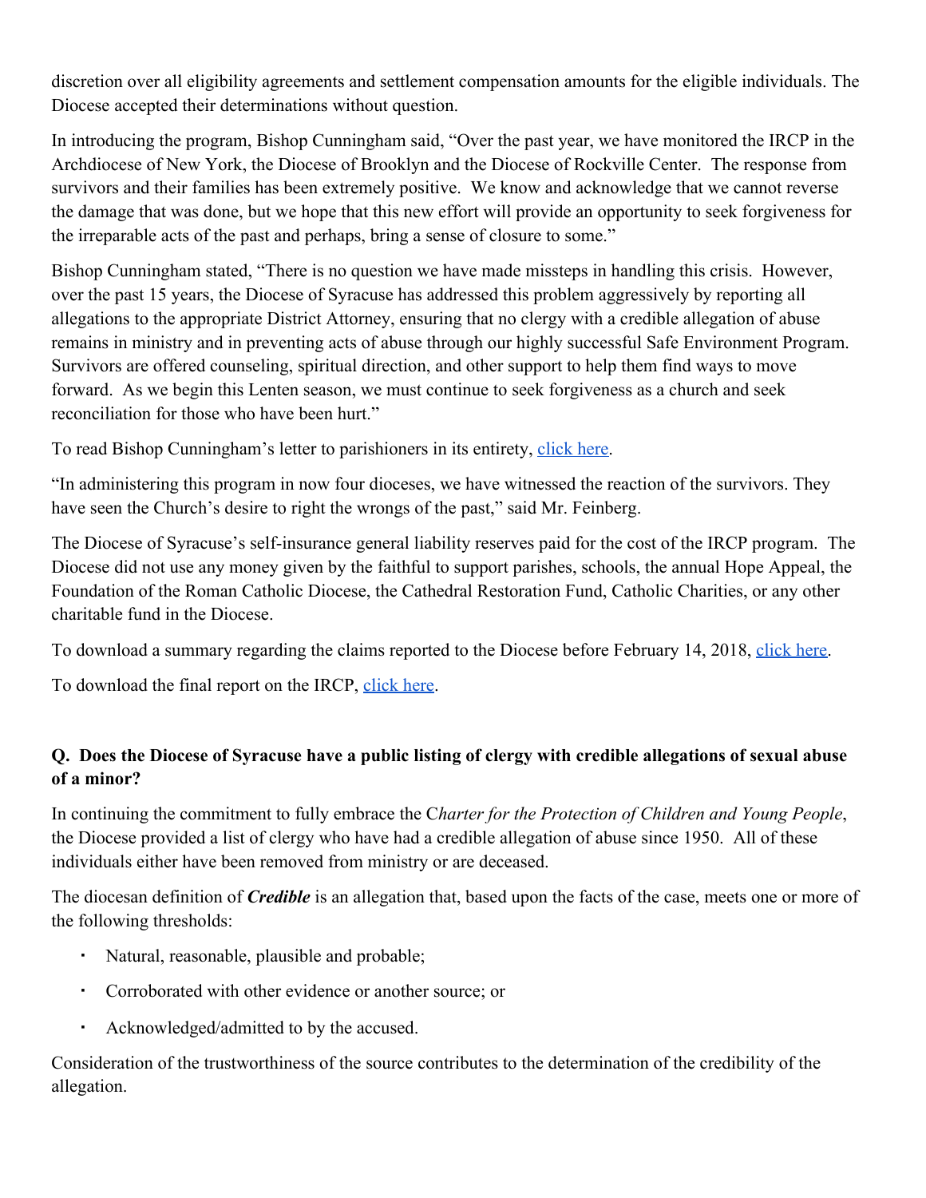discretion over all eligibility agreements and settlement compensation amounts for the eligible individuals. The Diocese accepted their determinations without question.

In introducing the program, Bishop Cunningham said, "Over the past year, we have monitored the IRCP in the Archdiocese of New York, the Diocese of Brooklyn and the Diocese of Rockville Center. The response from survivors and their families has been extremely positive. We know and acknowledge that we cannot reverse the damage that was done, but we hope that this new effort will provide an opportunity to seek forgiveness for the irreparable acts of the past and perhaps, bring a sense of closure to some."

Bishop Cunningham stated, "There is no question we have made missteps in handling this crisis. However, over the past 15 years, the Diocese of Syracuse has addressed this problem aggressively by reporting all allegations to the appropriate District Attorney, ensuring that no clergy with a credible allegation of abuse remains in ministry and in preventing acts of abuse through our highly successful Safe Environment Program. Survivors are offered counseling, spiritual direction, and other support to help them find ways to move forward. As we begin this Lenten season, we must continue to seek forgiveness as a church and seek reconciliation for those who have been hurt."

To read Bishop Cunningham's letter to parishioners in its entirety, click here.

"In administering this program in now four dioceses, we have witnessed the reaction of the survivors. They have seen the Church's desire to right the wrongs of the past," said Mr. Feinberg.

The Diocese of Syracuse's self-insurance general liability reserves paid for the cost of the IRCP program. The Diocese did not use any money given by the faithful to support parishes, schools, the annual Hope Appeal, the Foundation of the Roman Catholic Diocese, the Cathedral Restoration Fund, Catholic Charities, or any other charitable fund in the Diocese.

To download a summary regarding the claims reported to the Diocese before February 14, 2018, click here.

To download the final report on the IRCP, click here.

**Q. Does the Diocese of Syracuse have a public listing of clergy with credible allegations of sexual abuse of a minor?**

In continuing the commitment to fully embrace the C*harter for the Protection of Children and Young People*, the Diocese provided a list of clergy who have had a credible allegation of abuse since 1950. All of these individuals either have been removed from ministry or are deceased.

The diocesan definition of ***Credible*** is an allegation that, based upon the facts of the case, meets one or more of the following thresholds:

- Natural, reasonable, plausible and probable;
- Corroborated with other evidence or another source; or
- Acknowledged/admitted to by the accused.

Consideration of the trustworthiness of the source contributes to the determination of the credibility of the allegation.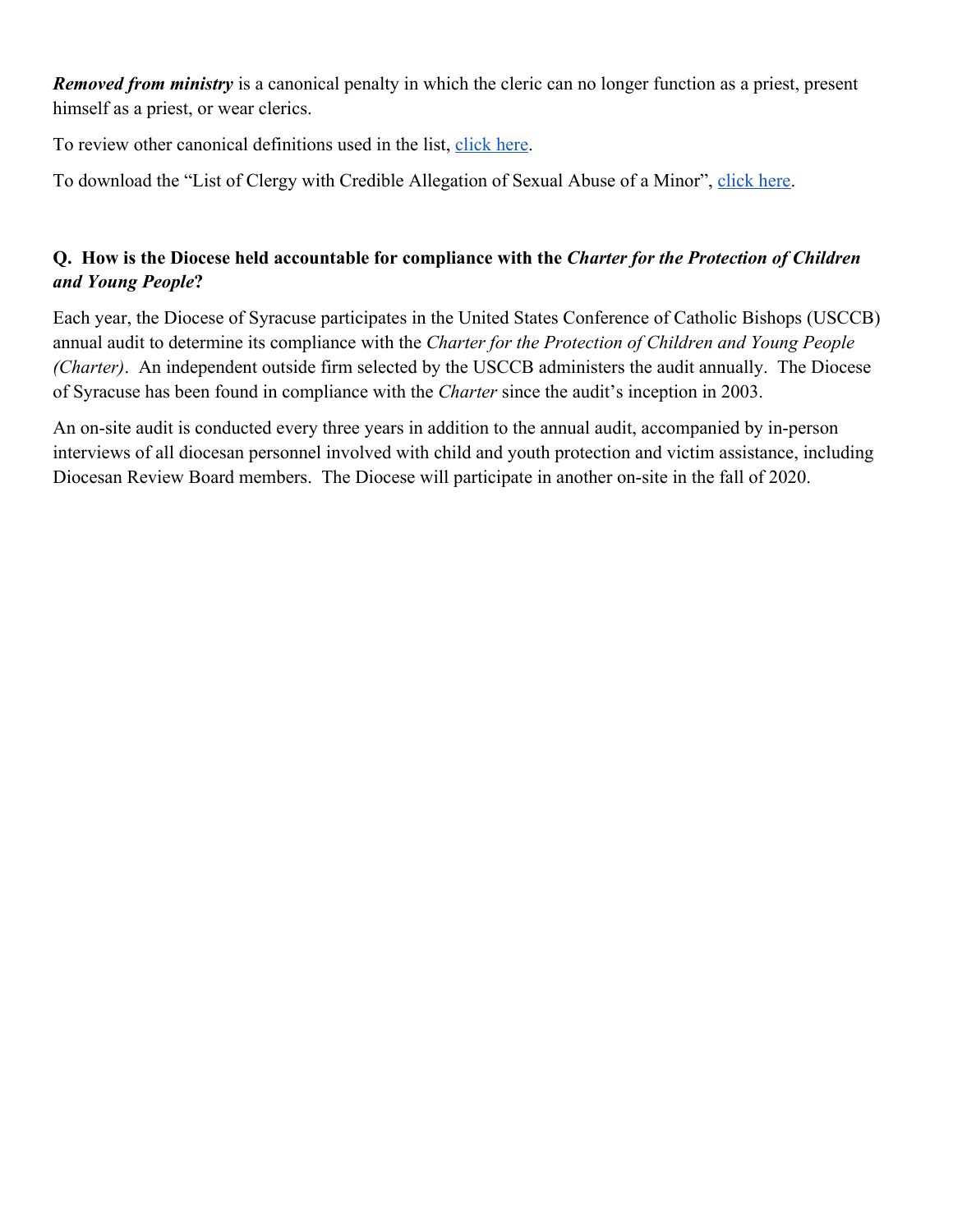***Removed from ministry*** is a canonical penalty in which the cleric can no longer function as a priest, present himself as a priest, or wear clerics.

To review other canonical definitions used in the list, click here.

To download the "List of Clergy with Credible Allegation of Sexual Abuse of a Minor", click here.

**Q. How is the Diocese held accountable for compliance with the *Charter for the Protection of Children and Young People*?**

Each year, the Diocese of Syracuse participates in the United States Conference of Catholic Bishops (USCCB) annual audit to determine its compliance with the *Charter for the Protection of Children and Young People (Charter)*. An independent outside firm selected by the USCCB administers the audit annually. The Diocese of Syracuse has been found in compliance with the *Charter* since the audit's inception in 2003.

An on-site audit is conducted every three years in addition to the annual audit, accompanied by in-person interviews of all diocesan personnel involved with child and youth protection and victim assistance, including Diocesan Review Board members. The Diocese will participate in another on-site in the fall of 2020.